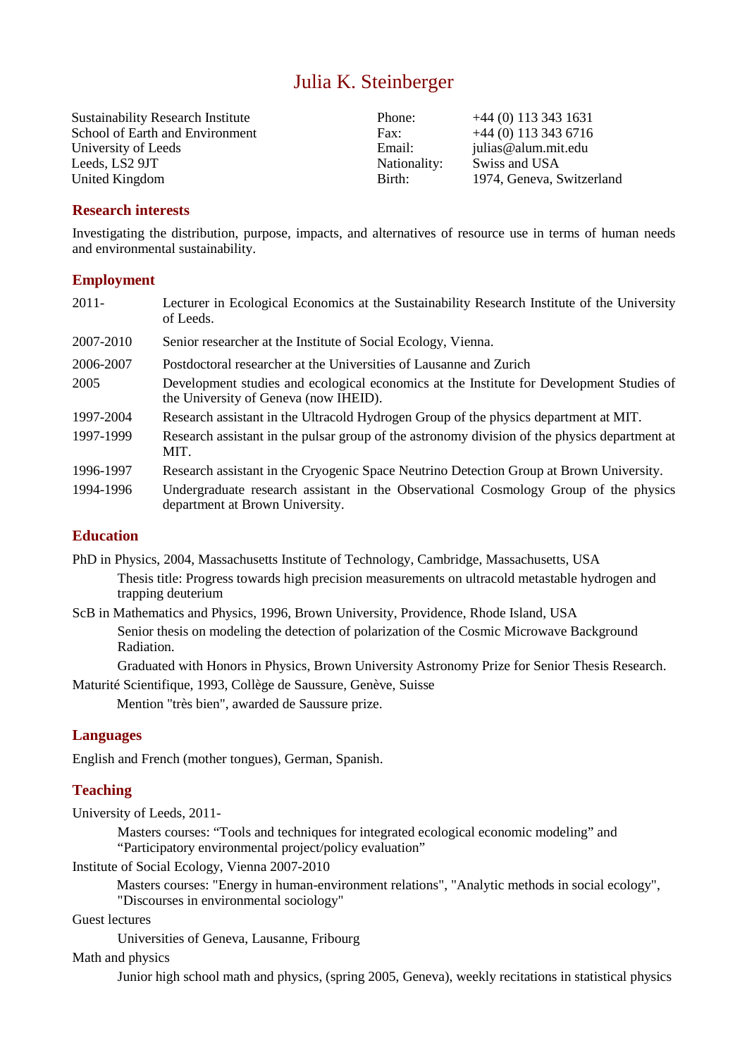# Julia K. Steinberger

| | | | |
|---|---|---|---|
| Sustainability Research Institute | | Phone: | +44 (0) 113 343 1631 |
| School of Earth and Environment | | Fax: | +44 (0) 113 343 6716 |
| University of Leeds | | Email: | julias@alum.mit.edu |
| Leeds, LS2 9JT | | Nationality: | Swiss and USA |
| United Kingdom | | Birth: | 1974, Geneva, Switzerland |

## Research interests

Investigating the distribution, purpose, impacts, and alternatives of resource use in terms of human needs and environmental sustainability.

## Employment

| | |
|---|---|
| 2011- | Lecturer in Ecological Economics at the Sustainability Research Institute of the University of Leeds. |
| 2007-2010 | Senior researcher at the Institute of Social Ecology, Vienna. |
| 2006-2007 | Postdoctoral researcher at the Universities of Lausanne and Zurich |
| 2005 | Development studies and ecological economics at the Institute for Development Studies of the University of Geneva (now IHEID). |
| 1997-2004 | Research assistant in the Ultracold Hydrogen Group of the physics department at MIT. |
| 1997-1999 | Research assistant in the pulsar group of the astronomy division of the physics department at MIT. |
| 1996-1997 | Research assistant in the Cryogenic Space Neutrino Detection Group at Brown University. |
| 1994-1996 | Undergraduate research assistant in the Observational Cosmology Group of the physics department at Brown University. |

## Education

PhD in Physics, 2004, Massachusetts Institute of Technology, Cambridge, Massachusetts, USA

Thesis title: Progress towards high precision measurements on ultracold metastable hydrogen and trapping deuterium

ScB in Mathematics and Physics, 1996, Brown University, Providence, Rhode Island, USA

Senior thesis on modeling the detection of polarization of the Cosmic Microwave Background Radiation.

Graduated with Honors in Physics, Brown University Astronomy Prize for Senior Thesis Research.

Maturité Scientifique, 1993, Collège de Saussure, Genève, Suisse

Mention "très bien", awarded de Saussure prize.

## Languages

English and French (mother tongues), German, Spanish.

## Teaching

University of Leeds, 2011-

Masters courses: "Tools and techniques for integrated ecological economic modeling" and "Participatory environmental project/policy evaluation"

Institute of Social Ecology, Vienna 2007-2010

Masters courses: "Energy in human-environment relations", "Analytic methods in social ecology", "Discourses in environmental sociology"

Guest lectures

Universities of Geneva, Lausanne, Fribourg

Math and physics

Junior high school math and physics, (spring 2005, Geneva), weekly recitations in statistical physics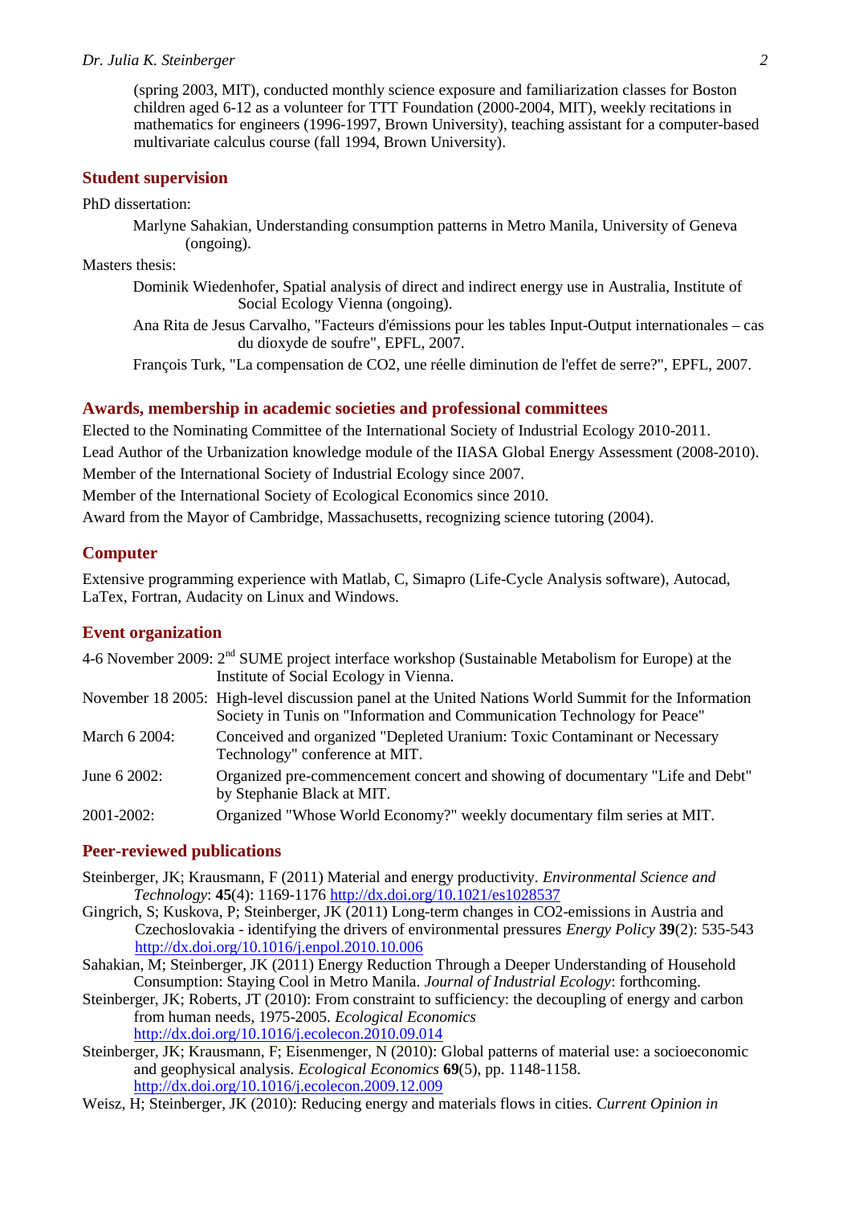(spring 2003, MIT), conducted monthly science exposure and familiarization classes for Boston children aged 6-12 as a volunteer for TTT Foundation (2000-2004, MIT), weekly recitations in mathematics for engineers (1996-1997, Brown University), teaching assistant for a computer-based multivariate calculus course (fall 1994, Brown University).

## Student supervision

PhD dissertation:

Marlyne Sahakian, Understanding consumption patterns in Metro Manila, University of Geneva (ongoing).

Masters thesis:

Dominik Wiedenhofer, Spatial analysis of direct and indirect energy use in Australia, Institute of Social Ecology Vienna (ongoing).

Ana Rita de Jesus Carvalho, "Facteurs d'émissions pour les tables Input-Output internationales – cas du dioxyde de soufre", EPFL, 2007.

François Turk, "La compensation de CO2, une réelle diminution de l'effet de serre?", EPFL, 2007.

## Awards, membership in academic societies and professional committees

Elected to the Nominating Committee of the International Society of Industrial Ecology 2010-2011.

Lead Author of the Urbanization knowledge module of the IIASA Global Energy Assessment (2008-2010).

Member of the International Society of Industrial Ecology since 2007.

Member of the International Society of Ecological Economics since 2010.

Award from the Mayor of Cambridge, Massachusetts, recognizing science tutoring (2004).

## Computer

Extensive programming experience with Matlab, C, Simapro (Life-Cycle Analysis software), Autocad, LaTex, Fortran, Audacity on Linux and Windows.

## Event organization

4-6 November 2009: 2nd SUME project interface workshop (Sustainable Metabolism for Europe) at the Institute of Social Ecology in Vienna.

November 18 2005: High-level discussion panel at the United Nations World Summit for the Information Society in Tunis on "Information and Communication Technology for Peace"

March 6 2004: Conceived and organized "Depleted Uranium: Toxic Contaminant or Necessary Technology" conference at MIT.

June 6 2002: Organized pre-commencement concert and showing of documentary "Life and Debt" by Stephanie Black at MIT.

2001-2002: Organized "Whose World Economy?" weekly documentary film series at MIT.

## Peer-reviewed publications

Steinberger, JK; Krausmann, F (2011) Material and energy productivity. *Environmental Science and Technology*: **45**(4): 1169-1176 http://dx.doi.org/10.1021/es1028537

Gingrich, S; Kuskova, P; Steinberger, JK (2011) Long-term changes in CO2-emissions in Austria and Czechoslovakia - identifying the drivers of environmental pressures *Energy Policy* **39**(2): 535-543 http://dx.doi.org/10.1016/j.enpol.2010.10.006

Sahakian, M; Steinberger, JK (2011) Energy Reduction Through a Deeper Understanding of Household Consumption: Staying Cool in Metro Manila. *Journal of Industrial Ecology*: forthcoming.

Steinberger, JK; Roberts, JT (2010): From constraint to sufficiency: the decoupling of energy and carbon from human needs, 1975-2005. *Ecological Economics* http://dx.doi.org/10.1016/j.ecolecon.2010.09.014

Steinberger, JK; Krausmann, F; Eisenmenger, N (2010): Global patterns of material use: a socioeconomic and geophysical analysis. *Ecological Economics* **69**(5), pp. 1148-1158. http://dx.doi.org/10.1016/j.ecolecon.2009.12.009

Weisz, H; Steinberger, JK (2010): Reducing energy and materials flows in cities. *Current Opinion in*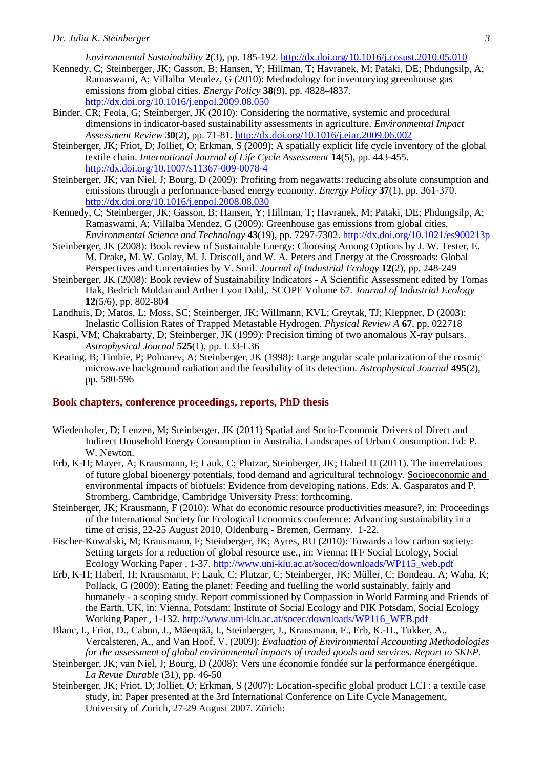*Environmental Sustainability* **2**(3), pp. 185-192. http://dx.doi.org/10.1016/j.cosust.2010.05.010

Kennedy, C; Steinberger, JK; Gasson, B; Hansen, Y; Hillman, T; Havranek, M; Pataki, DE; Phdungsilp, A; Ramaswami, A; Villalba Mendez, G (2010): Methodology for inventorying greenhouse gas emissions from global cities. *Energy Policy* **38**(9), pp. 4828-4837. http://dx.doi.org/10.1016/j.enpol.2009.08.050

Binder, CR; Feola, G; Steinberger, JK (2010): Considering the normative, systemic and procedural dimensions in indicator-based sustainability assessments in agriculture. *Environmental Impact Assessment Review* **30**(2), pp. 71-81. http://dx.doi.org/10.1016/j.eiar.2009.06.002

Steinberger, JK; Friot, D; Jolliet, O; Erkman, S (2009): A spatially explicit life cycle inventory of the global textile chain. *International Journal of Life Cycle Assessment* **14**(5), pp. 443-455. http://dx.doi.org/10.1007/s11367-009-0078-4

Steinberger, JK; van Niel, J; Bourg, D (2009): Profiting from negawatts: reducing absolute consumption and emissions through a performance-based energy economy. *Energy Policy* **37**(1), pp. 361-370. http://dx.doi.org/10.1016/j.enpol.2008.08.030

Kennedy, C; Steinberger, JK; Gasson, B; Hansen, Y; Hillman, T; Havranek, M; Pataki, DE; Phdungsilp, A; Ramaswami, A; Villalba Mendez, G (2009): Greenhouse gas emissions from global cities. *Environmental Science and Technology* **43**(19), pp. 7297-7302. http://dx.doi.org/10.1021/es900213p

Steinberger, JK (2008): Book review of Sustainable Energy: Choosing Among Options by J. W. Tester, E. M. Drake, M. W. Golay, M. J. Driscoll, and W. A. Peters and Energy at the Crossroads: Global Perspectives and Uncertainties by V. Smil. *Journal of Industrial Ecology* **12**(2), pp. 248-249

Steinberger, JK (2008): Book review of Sustainability Indicators - A Scientific Assessment edited by Tomas Hak, Bedrich Moldan and Arther Lyon Dahl,. SCOPE Volume 67. *Journal of Industrial Ecology* **12**(5/6), pp. 802-804

Landhuis, D; Matos, L; Moss, SC; Steinberger, JK; Willmann, KVL; Greytak, TJ; Kleppner, D (2003): Inelastic Collision Rates of Trapped Metastable Hydrogen. *Physical Review A* **67**, pp. 022718

Kaspi, VM; Chakrabarty, D; Steinberger, JK (1999): Precision timing of two anomalous X-ray pulsars. *Astrophysical Journal* **525**(1), pp. L33-L36

Keating, B; Timbie, P; Polnarev, A; Steinberger, JK (1998): Large angular scale polarization of the cosmic microwave background radiation and the feasibility of its detection. *Astrophysical Journal* **495**(2), pp. 580-596

## Book chapters, conference proceedings, reports, PhD thesis

Wiedenhofer, D; Lenzen, M; Steinberger, JK (2011) Spatial and Socio-Economic Drivers of Direct and Indirect Household Energy Consumption in Australia. Landscapes of Urban Consumption. Ed: P. W. Newton.

Erb, K-H; Mayer, A; Krausmann, F; Lauk, C; Plutzar, Steinberger, JK; Haberl H (2011). The interrelations of future global bioenergy potentials, food demand and agricultural technology. Socioeconomic and environmental impacts of biofuels: Evidence from developing nations. Eds: A. Gasparatos and P. Stromberg. Cambridge, Cambridge University Press: forthcoming.

Steinberger, JK; Krausmann, F (2010): What do economic resource productivities measure?, in: Proceedings of the International Society for Ecological Economics conference: Advancing sustainability in a time of crisis, 22-25 August 2010, Oldenburg - Bremen, Germany. 1-22.

Fischer-Kowalski, M; Krausmann, F; Steinberger, JK; Ayres, RU (2010): Towards a low carbon society: Setting targets for a reduction of global resource use., in: Vienna: IFF Social Ecology, Social Ecology Working Paper , 1-37. http://www.uni-klu.ac.at/socec/downloads/WP115_web.pdf

Erb, K-H; Haberl, H; Krausmann, F; Lauk, C; Plutzar, C; Steinberger, JK; Müller, C; Bondeau, A; Waha, K; Pollack, G (2009): Eating the planet: Feeding and fuelling the world sustainably, fairly and humanely - a scoping study. Report commissioned by Compassion in World Farming and Friends of the Earth, UK, in: Vienna, Potsdam: Institute of Social Ecology and PIK Potsdam, Social Ecology Working Paper , 1-132. http://www.uni-klu.ac.at/socec/downloads/WP116_WEB.pdf

Blanc, I., Friot, D., Cabon, J., Mäenpää, I., Steinberger, J., Krausmann, F., Erb, K.-H., Tukker, A., Vercalsteren, A., and Van Hoof, V. (2009): *Evaluation of Environmental Accounting Methodologies for the assessment of global environmental impacts of traded goods and services. Report to SKEP.*

Steinberger, JK; van Niel, J; Bourg, D (2008): Vers une économie fondée sur la performance énergétique. *La Revue Durable* (31), pp. 46-50

Steinberger, JK; Friot, D; Jolliet, O; Erkman, S (2007): Location-specific global product LCI : a textile case study, in: Paper presented at the 3rd International Conference on Life Cycle Management, University of Zurich, 27-29 August 2007. Zürich: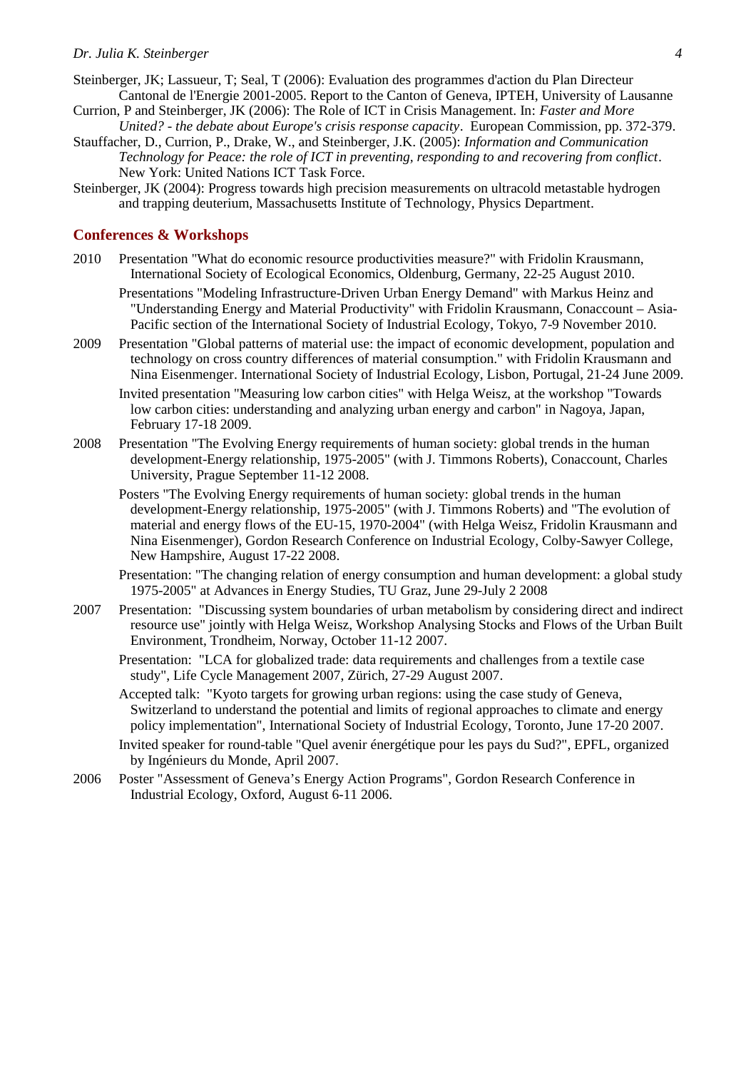Steinberger, JK; Lassueur, T; Seal, T (2006): Evaluation des programmes d'action du Plan Directeur Cantonal de l'Energie 2001-2005. Report to the Canton of Geneva, IPTEH, University of Lausanne

Currion, P and Steinberger, JK (2006): The Role of ICT in Crisis Management. In: *Faster and More United? - the debate about Europe's crisis response capacity*. European Commission, pp. 372-379.

Stauffacher, D., Currion, P., Drake, W., and Steinberger, J.K. (2005): *Information and Communication Technology for Peace: the role of ICT in preventing, responding to and recovering from conflict*. New York: United Nations ICT Task Force.

Steinberger, JK (2004): Progress towards high precision measurements on ultracold metastable hydrogen and trapping deuterium, Massachusetts Institute of Technology, Physics Department.

## Conferences & Workshops

**2010**

Presentation "What do economic resource productivities measure?" with Fridolin Krausmann, International Society of Ecological Economics, Oldenburg, Germany, 22-25 August 2010.

Presentations "Modeling Infrastructure-Driven Urban Energy Demand" with Markus Heinz and "Understanding Energy and Material Productivity" with Fridolin Krausmann, Conaccount – Asia-Pacific section of the International Society of Industrial Ecology, Tokyo, 7-9 November 2010.

**2009**

Presentation "Global patterns of material use: the impact of economic development, population and technology on cross country differences of material consumption." with Fridolin Krausmann and Nina Eisenmenger. International Society of Industrial Ecology, Lisbon, Portugal, 21-24 June 2009.

Invited presentation "Measuring low carbon cities" with Helga Weisz, at the workshop "Towards low carbon cities: understanding and analyzing urban energy and carbon" in Nagoya, Japan, February 17-18 2009.

**2008**

Presentation "The Evolving Energy requirements of human society: global trends in the human development-Energy relationship, 1975-2005" (with J. Timmons Roberts), Conaccount, Charles University, Prague September 11-12 2008.

Posters "The Evolving Energy requirements of human society: global trends in the human development-Energy relationship, 1975-2005" (with J. Timmons Roberts) and "The evolution of material and energy flows of the EU-15, 1970-2004" (with Helga Weisz, Fridolin Krausmann and Nina Eisenmenger), Gordon Research Conference on Industrial Ecology, Colby-Sawyer College, New Hampshire, August 17-22 2008.

Presentation: "The changing relation of energy consumption and human development: a global study 1975-2005" at Advances in Energy Studies, TU Graz, June 29-July 2 2008

**2007**

Presentation: "Discussing system boundaries of urban metabolism by considering direct and indirect resource use" jointly with Helga Weisz, Workshop Analysing Stocks and Flows of the Urban Built Environment, Trondheim, Norway, October 11-12 2007.

Presentation: "LCA for globalized trade: data requirements and challenges from a textile case study", Life Cycle Management 2007, Zürich, 27-29 August 2007.

Accepted talk: "Kyoto targets for growing urban regions: using the case study of Geneva, Switzerland to understand the potential and limits of regional approaches to climate and energy policy implementation", International Society of Industrial Ecology, Toronto, June 17-20 2007.

Invited speaker for round-table "Quel avenir énergétique pour les pays du Sud?", EPFL, organized by Ingénieurs du Monde, April 2007.

**2006**

Poster "Assessment of Geneva's Energy Action Programs", Gordon Research Conference in Industrial Ecology, Oxford, August 6-11 2006.